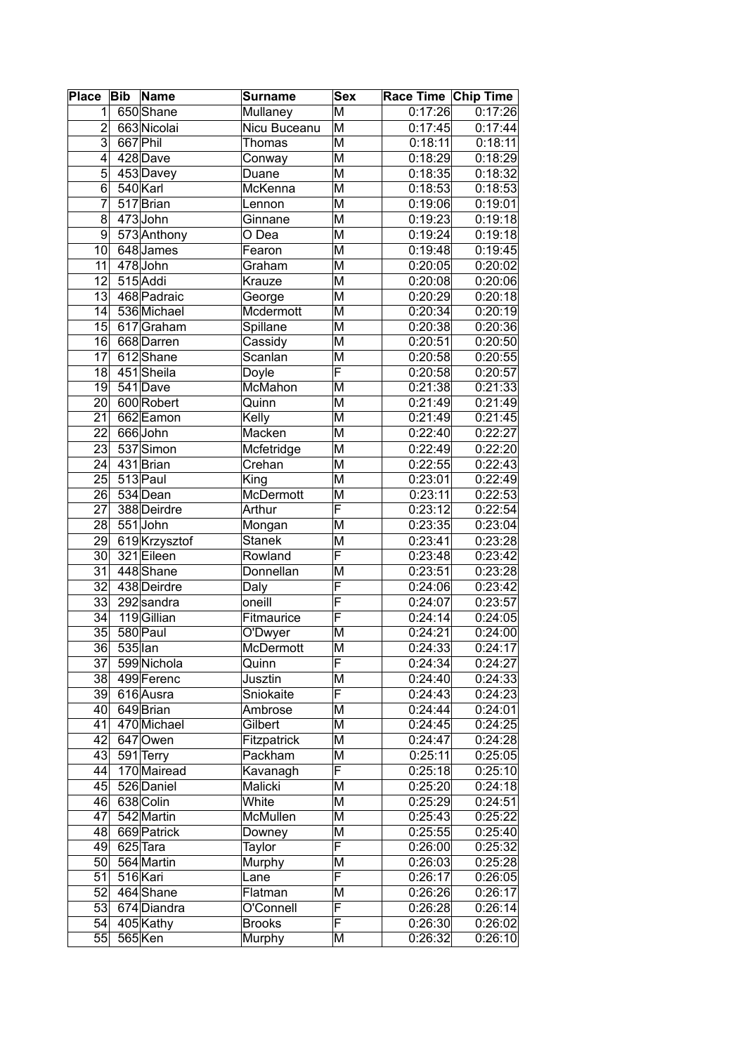| Place | Bib | Name | Surname | Sex | Race Time | Chip Time |
|---|---|---|---|---|---|---|
| 1 | 650 | Shane | Mullaney | M | 0:17:26 | 0:17:26 |
| 2 | 663 | Nicolai | Nicu Buceanu | M | 0:17:45 | 0:17:44 |
| 3 | 667 | Phil | Thomas | M | 0:18:11 | 0:18:11 |
| 4 | 428 | Dave | Conway | M | 0:18:29 | 0:18:29 |
| 5 | 453 | Davey | Duane | M | 0:18:35 | 0:18:32 |
| 6 | 540 | Karl | McKenna | M | 0:18:53 | 0:18:53 |
| 7 | 517 | Brian | Lennon | M | 0:19:06 | 0:19:01 |
| 8 | 473 | John | Ginnane | M | 0:19:23 | 0:19:18 |
| 9 | 573 | Anthony | O Dea | M | 0:19:24 | 0:19:18 |
| 10 | 648 | James | Fearon | M | 0:19:48 | 0:19:45 |
| 11 | 478 | John | Graham | M | 0:20:05 | 0:20:02 |
| 12 | 515 | Addi | Krauze | M | 0:20:08 | 0:20:06 |
| 13 | 468 | Padraic | George | M | 0:20:29 | 0:20:18 |
| 14 | 536 | Michael | Mcdermott | M | 0:20:34 | 0:20:19 |
| 15 | 617 | Graham | Spillane | M | 0:20:38 | 0:20:36 |
| 16 | 668 | Darren | Cassidy | M | 0:20:51 | 0:20:50 |
| 17 | 612 | Shane | Scanlan | M | 0:20:58 | 0:20:55 |
| 18 | 451 | Sheila | Doyle | F | 0:20:58 | 0:20:57 |
| 19 | 541 | Dave | McMahon | M | 0:21:38 | 0:21:33 |
| 20 | 600 | Robert | Quinn | M | 0:21:49 | 0:21:49 |
| 21 | 662 | Eamon | Kelly | M | 0:21:49 | 0:21:45 |
| 22 | 666 | John | Macken | M | 0:22:40 | 0:22:27 |
| 23 | 537 | Simon | Mcfetridge | M | 0:22:49 | 0:22:20 |
| 24 | 431 | Brian | Crehan | M | 0:22:55 | 0:22:43 |
| 25 | 513 | Paul | King | M | 0:23:01 | 0:22:49 |
| 26 | 534 | Dean | McDermott | M | 0:23:11 | 0:22:53 |
| 27 | 388 | Deirdre | Arthur | F | 0:23:12 | 0:22:54 |
| 28 | 551 | John | Mongan | M | 0:23:35 | 0:23:04 |
| 29 | 619 | Krzysztof | Stanek | M | 0:23:41 | 0:23:28 |
| 30 | 321 | Eileen | Rowland | F | 0:23:48 | 0:23:42 |
| 31 | 448 | Shane | Donnellan | M | 0:23:51 | 0:23:28 |
| 32 | 438 | Deirdre | Daly | F | 0:24:06 | 0:23:42 |
| 33 | 292 | sandra | oneill | F | 0:24:07 | 0:23:57 |
| 34 | 119 | Gillian | Fitmaurice | F | 0:24:14 | 0:24:05 |
| 35 | 580 | Paul | O'Dwyer | M | 0:24:21 | 0:24:00 |
| 36 | 535 | Ian | McDermott | M | 0:24:33 | 0:24:17 |
| 37 | 599 | Nichola | Quinn | F | 0:24:34 | 0:24:27 |
| 38 | 499 | Ferenc | Jusztin | M | 0:24:40 | 0:24:33 |
| 39 | 616 | Ausra | Sniokaite | F | 0:24:43 | 0:24:23 |
| 40 | 649 | Brian | Ambrose | M | 0:24:44 | 0:24:01 |
| 41 | 470 | Michael | Gilbert | M | 0:24:45 | 0:24:25 |
| 42 | 647 | Owen | Fitzpatrick | M | 0:24:47 | 0:24:28 |
| 43 | 591 | Terry | Packham | M | 0:25:11 | 0:25:05 |
| 44 | 170 | Mairead | Kavanagh | F | 0:25:18 | 0:25:10 |
| 45 | 526 | Daniel | Malicki | M | 0:25:20 | 0:24:18 |
| 46 | 638 | Colin | White | M | 0:25:29 | 0:24:51 |
| 47 | 542 | Martin | McMullen | M | 0:25:43 | 0:25:22 |
| 48 | 669 | Patrick | Downey | M | 0:25:55 | 0:25:40 |
| 49 | 625 | Tara | Taylor | F | 0:26:00 | 0:25:32 |
| 50 | 564 | Martin | Murphy | M | 0:26:03 | 0:25:28 |
| 51 | 516 | Kari | Lane | F | 0:26:17 | 0:26:05 |
| 52 | 464 | Shane | Flatman | M | 0:26:26 | 0:26:17 |
| 53 | 674 | Diandra | O'Connell | F | 0:26:28 | 0:26:14 |
| 54 | 405 | Kathy | Brooks | F | 0:26:30 | 0:26:02 |
| 55 | 565 | Ken | Murphy | M | 0:26:32 | 0:26:10 |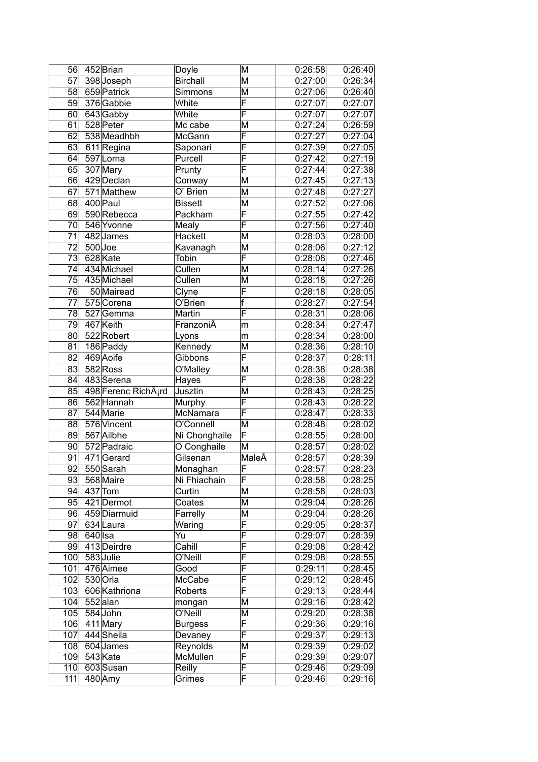| 56 | 452 | Brian | Doyle | M | 0:26:58 | 0:26:40 |
|---|---|---|---|---|---|---|
| 57 | 398 | Joseph | Birchall | M | 0:27:00 | 0:26:34 |
| 58 | 659 | Patrick | Simmons | M | 0:27:06 | 0:26:40 |
| 59 | 376 | Gabbie | White | F | 0:27:07 | 0:27:07 |
| 60 | 643 | Gabby | White | F | 0:27:07 | 0:27:07 |
| 61 | 528 | Peter | Mc cabe | M | 0:27:24 | 0:26:59 |
| 62 | 538 | Meadhbh | McGann | F | 0:27:27 | 0:27:04 |
| 63 | 611 | Regina | Saponari | F | 0:27:39 | 0:27:05 |
| 64 | 597 | Lorna | Purcell | F | 0:27:42 | 0:27:19 |
| 65 | 307 | Mary | Prunty | F | 0:27:44 | 0:27:38 |
| 66 | 429 | Declan | Conway | M | 0:27:45 | 0:27:13 |
| 67 | 571 | Matthew | O' Brien | M | 0:27:48 | 0:27:27 |
| 68 | 400 | Paul | Bissett | M | 0:27:52 | 0:27:06 |
| 69 | 590 | Rebecca | Packham | F | 0:27:55 | 0:27:42 |
| 70 | 546 | Yvonne | Mealy | F | 0:27:56 | 0:27:40 |
| 71 | 482 | James | Hackett | M | 0:28:03 | 0:28:00 |
| 72 | 500 | Joe | Kavanagh | M | 0:28:06 | 0:27:12 |
| 73 | 628 | Kate | Tobin | F | 0:28:08 | 0:27:46 |
| 74 | 434 | Michael | Cullen | M | 0:28:14 | 0:27:26 |
| 75 | 435 | Michael | Cullen | M | 0:28:18 | 0:27:26 |
| 76 | 50 | Mairead | Clyne | F | 0:28:18 | 0:28:05 |
| 77 | 575 | Corena | O'Brien | f | 0:28:27 | 0:27:54 |
| 78 | 527 | Gemma | Martin | F | 0:28:31 | 0:28:06 |
| 79 | 467 | Keith | FranzoniÂ | m | 0:28:34 | 0:27:47 |
| 80 | 522 | Robert | Lyons | m | 0:28:34 | 0:28:00 |
| 81 | 186 | Paddy | Kennedy | M | 0:28:36 | 0:28:10 |
| 82 | 469 | Aoife | Gibbons | F | 0:28:37 | 0:28:11 |
| 83 | 582 | Ross | O'Malley | M | 0:28:38 | 0:28:38 |
| 84 | 483 | Serena | Hayes | F | 0:28:38 | 0:28:22 |
| 85 | 498 | Ferenc RichÃ¡rd | Jusztin | M | 0:28:43 | 0:28:25 |
| 86 | 562 | Hannah | Murphy | F | 0:28:43 | 0:28:22 |
| 87 | 544 | Marie | McNamara | F | 0:28:47 | 0:28:33 |
| 88 | 576 | Vincent | O'Connell | M | 0:28:48 | 0:28:02 |
| 89 | 567 | Ailbhe | Ni Chonghaile | F | 0:28:55 | 0:28:00 |
| 90 | 572 | Padraic | O Conghaile | M | 0:28:57 | 0:28:02 |
| 91 | 471 | Gerard | Gilsenan | MaleÂ | 0:28:57 | 0:28:39 |
| 92 | 550 | Sarah | Monaghan | F | 0:28:57 | 0:28:23 |
| 93 | 568 | Maire | Ni Fhiachain | F | 0:28:58 | 0:28:25 |
| 94 | 437 | Tom | Curtin | M | 0:28:58 | 0:28:03 |
| 95 | 421 | Dermot | Coates | M | 0:29:04 | 0:28:26 |
| 96 | 459 | Diarmuid | Farrelly | M | 0:29:04 | 0:28:26 |
| 97 | 634 | Laura | Waring | F | 0:29:05 | 0:28:37 |
| 98 | 640 | Isa | Yu | F | 0:29:07 | 0:28:39 |
| 99 | 413 | Deirdre | Cahill | F | 0:29:08 | 0:28:42 |
| 100 | 583 | Julie | O'Neill | F | 0:29:08 | 0:28:55 |
| 101 | 476 | Aimee | Good | F | 0:29:11 | 0:28:45 |
| 102 | 530 | Orla | McCabe | F | 0:29:12 | 0:28:45 |
| 103 | 606 | Kathriona | Roberts | F | 0:29:13 | 0:28:44 |
| 104 | 552 | alan | mongan | M | 0:29:16 | 0:28:42 |
| 105 | 584 | John | O'Neill | M | 0:29:20 | 0:28:38 |
| 106 | 411 | Mary | Burgess | F | 0:29:36 | 0:29:16 |
| 107 | 444 | Sheila | Devaney | F | 0:29:37 | 0:29:13 |
| 108 | 604 | James | Reynolds | M | 0:29:39 | 0:29:02 |
| 109 | 543 | Kate | McMullen | F | 0:29:39 | 0:29:07 |
| 110 | 603 | Susan | Reilly | F | 0:29:46 | 0:29:09 |
| 111 | 480 | Amy | Grimes | F | 0:29:46 | 0:29:16 |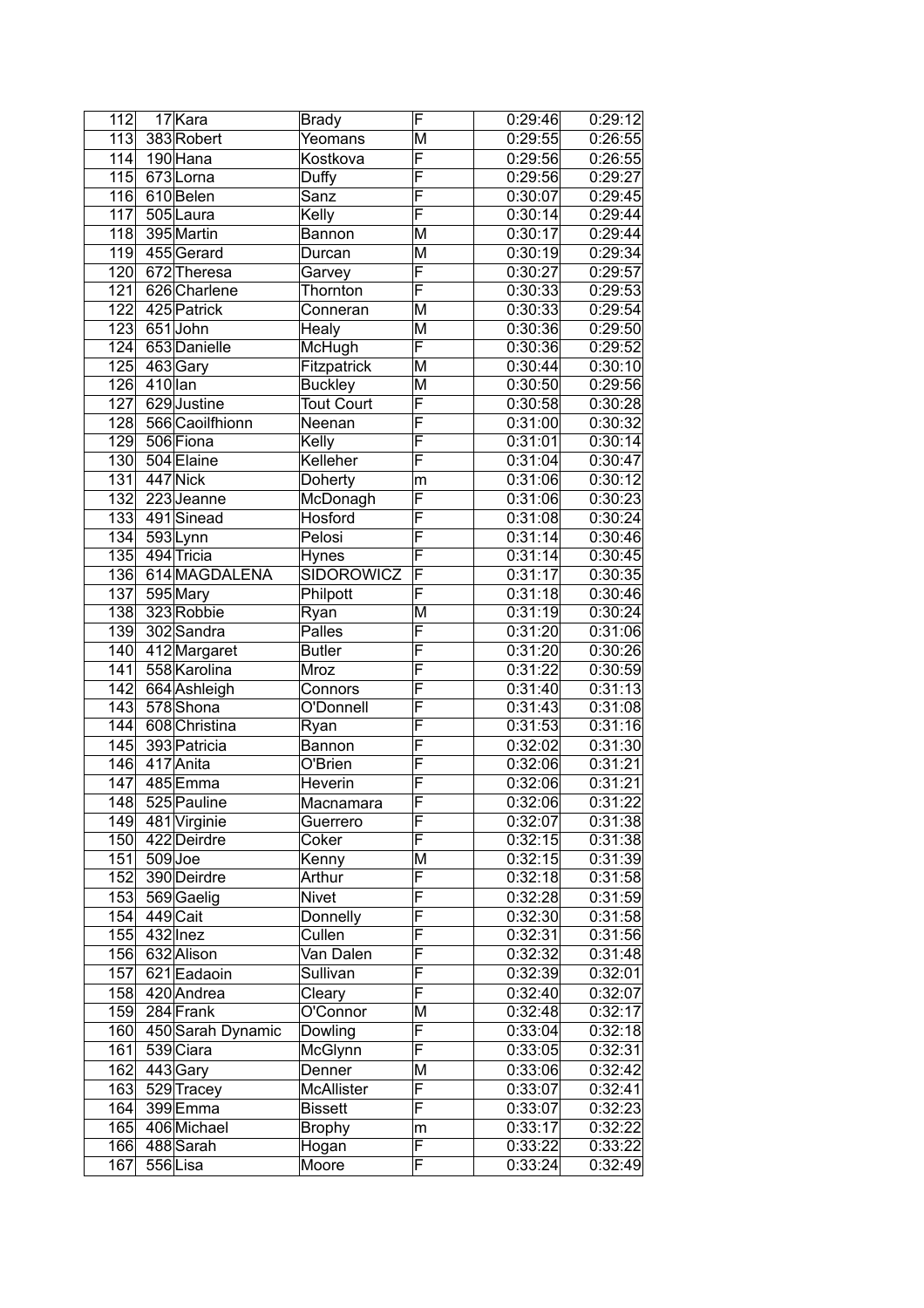| | | | | | | |
|---|---|---|---|---|---|---|
| 112 | 17 | Kara | Brady | F | 0:29:46 | 0:29:12 |
| 113 | 383 | Robert | Yeomans | M | 0:29:55 | 0:26:55 |
| 114 | 190 | Hana | Kostkova | F | 0:29:56 | 0:26:55 |
| 115 | 673 | Lorna | Duffy | F | 0:29:56 | 0:29:27 |
| 116 | 610 | Belen | Sanz | F | 0:30:07 | 0:29:45 |
| 117 | 505 | Laura | Kelly | F | 0:30:14 | 0:29:44 |
| 118 | 395 | Martin | Bannon | M | 0:30:17 | 0:29:44 |
| 119 | 455 | Gerard | Durcan | M | 0:30:19 | 0:29:34 |
| 120 | 672 | Theresa | Garvey | F | 0:30:27 | 0:29:57 |
| 121 | 626 | Charlene | Thornton | F | 0:30:33 | 0:29:53 |
| 122 | 425 | Patrick | Conneran | M | 0:30:33 | 0:29:54 |
| 123 | 651 | John | Healy | M | 0:30:36 | 0:29:50 |
| 124 | 653 | Danielle | McHugh | F | 0:30:36 | 0:29:52 |
| 125 | 463 | Gary | Fitzpatrick | M | 0:30:44 | 0:30:10 |
| 126 | 410 | Ian | Buckley | M | 0:30:50 | 0:29:56 |
| 127 | 629 | Justine | Tout Court | F | 0:30:58 | 0:30:28 |
| 128 | 566 | Caoilfhionn | Neenan | F | 0:31:00 | 0:30:32 |
| 129 | 506 | Fiona | Kelly | F | 0:31:01 | 0:30:14 |
| 130 | 504 | Elaine | Kelleher | F | 0:31:04 | 0:30:47 |
| 131 | 447 | Nick | Doherty | m | 0:31:06 | 0:30:12 |
| 132 | 223 | Jeanne | McDonagh | F | 0:31:06 | 0:30:23 |
| 133 | 491 | Sinead | Hosford | F | 0:31:08 | 0:30:24 |
| 134 | 593 | Lynn | Pelosi | F | 0:31:14 | 0:30:46 |
| 135 | 494 | Tricia | Hynes | F | 0:31:14 | 0:30:45 |
| 136 | 614 | MAGDALENA | SIDOROWICZ | F | 0:31:17 | 0:30:35 |
| 137 | 595 | Mary | Philpott | F | 0:31:18 | 0:30:46 |
| 138 | 323 | Robbie | Ryan | M | 0:31:19 | 0:30:24 |
| 139 | 302 | Sandra | Palles | F | 0:31:20 | 0:31:06 |
| 140 | 412 | Margaret | Butler | F | 0:31:20 | 0:30:26 |
| 141 | 558 | Karolina | Mroz | F | 0:31:22 | 0:30:59 |
| 142 | 664 | Ashleigh | Connors | F | 0:31:40 | 0:31:13 |
| 143 | 578 | Shona | O'Donnell | F | 0:31:43 | 0:31:08 |
| 144 | 608 | Christina | Ryan | F | 0:31:53 | 0:31:16 |
| 145 | 393 | Patricia | Bannon | F | 0:32:02 | 0:31:30 |
| 146 | 417 | Anita | O'Brien | F | 0:32:06 | 0:31:21 |
| 147 | 485 | Emma | Heverin | F | 0:32:06 | 0:31:21 |
| 148 | 525 | Pauline | Macnamara | F | 0:32:06 | 0:31:22 |
| 149 | 481 | Virginie | Guerrero | F | 0:32:07 | 0:31:38 |
| 150 | 422 | Deirdre | Coker | F | 0:32:15 | 0:31:38 |
| 151 | 509 | Joe | Kenny | M | 0:32:15 | 0:31:39 |
| 152 | 390 | Deirdre | Arthur | F | 0:32:18 | 0:31:58 |
| 153 | 569 | Gaelig | Nivet | F | 0:32:28 | 0:31:59 |
| 154 | 449 | Cait | Donnelly | F | 0:32:30 | 0:31:58 |
| 155 | 432 | Inez | Cullen | F | 0:32:31 | 0:31:56 |
| 156 | 632 | Alison | Van Dalen | F | 0:32:32 | 0:31:48 |
| 157 | 621 | Eadaoin | Sullivan | F | 0:32:39 | 0:32:01 |
| 158 | 420 | Andrea | Cleary | F | 0:32:40 | 0:32:07 |
| 159 | 284 | Frank | O'Connor | M | 0:32:48 | 0:32:17 |
| 160 | 450 | Sarah Dynamic | Dowling | F | 0:33:04 | 0:32:18 |
| 161 | 539 | Ciara | McGlynn | F | 0:33:05 | 0:32:31 |
| 162 | 443 | Gary | Denner | M | 0:33:06 | 0:32:42 |
| 163 | 529 | Tracey | McAllister | F | 0:33:07 | 0:32:41 |
| 164 | 399 | Emma | Bissett | F | 0:33:07 | 0:32:23 |
| 165 | 406 | Michael | Brophy | m | 0:33:17 | 0:32:22 |
| 166 | 488 | Sarah | Hogan | F | 0:33:22 | 0:33:22 |
| 167 | 556 | Lisa | Moore | F | 0:33:24 | 0:32:49 |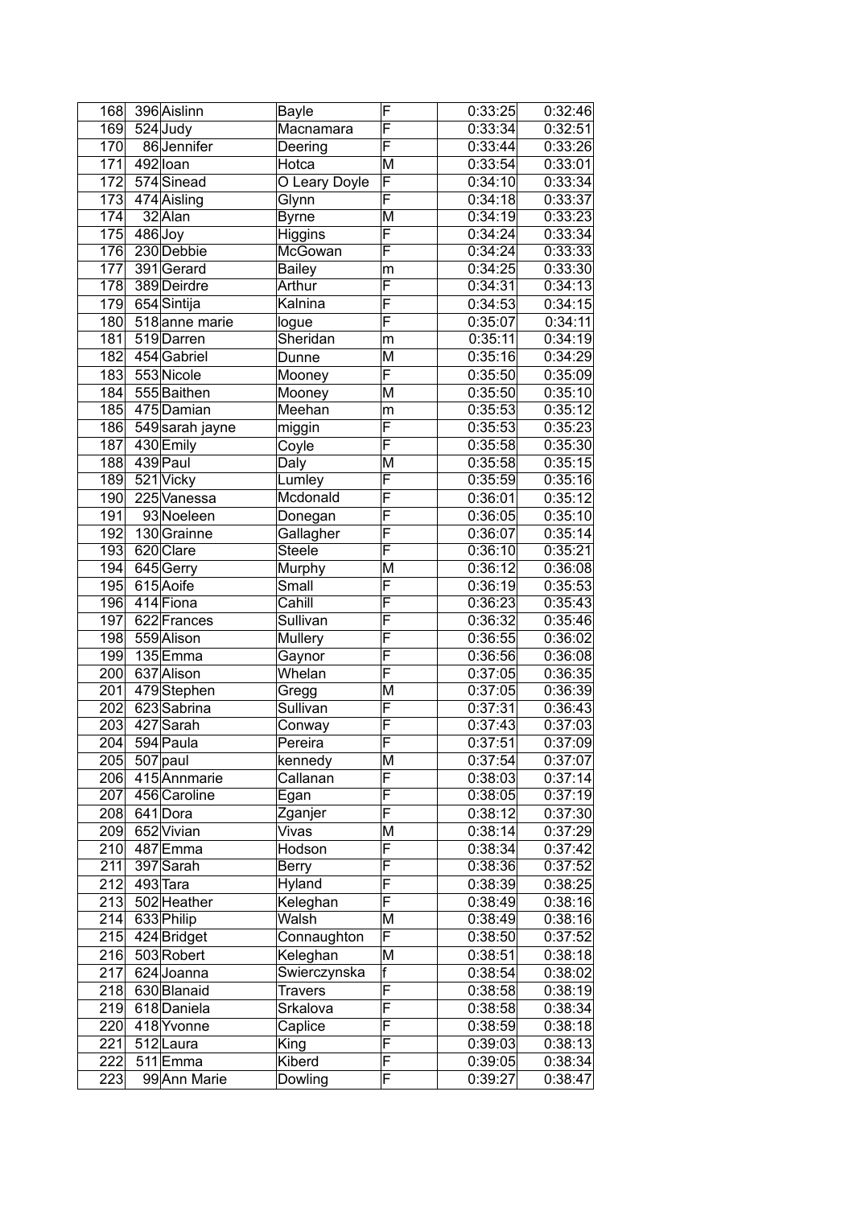| 168 | 396 | Aislinn | Bayle | F | 0:33:25 | 0:32:46 |
|---|---|---|---|---|---|---|
| 169 | 524 | Judy | Macnamara | F | 0:33:34 | 0:32:51 |
| 170 | 86 | Jennifer | Deering | F | 0:33:44 | 0:33:26 |
| 171 | 492 | Ioan | Hotca | M | 0:33:54 | 0:33:01 |
| 172 | 574 | Sinead | O Leary Doyle | F | 0:34:10 | 0:33:34 |
| 173 | 474 | Aisling | Glynn | F | 0:34:18 | 0:33:37 |
| 174 | 32 | Alan | Byrne | M | 0:34:19 | 0:33:23 |
| 175 | 486 | Joy | Higgins | F | 0:34:24 | 0:33:34 |
| 176 | 230 | Debbie | McGowan | F | 0:34:24 | 0:33:33 |
| 177 | 391 | Gerard | Bailey | m | 0:34:25 | 0:33:30 |
| 178 | 389 | Deirdre | Arthur | F | 0:34:31 | 0:34:13 |
| 179 | 654 | Sintija | Kalnina | F | 0:34:53 | 0:34:15 |
| 180 | 518 | anne marie | logue | F | 0:35:07 | 0:34:11 |
| 181 | 519 | Darren | Sheridan | m | 0:35:11 | 0:34:19 |
| 182 | 454 | Gabriel | Dunne | M | 0:35:16 | 0:34:29 |
| 183 | 553 | Nicole | Mooney | F | 0:35:50 | 0:35:09 |
| 184 | 555 | Baithen | Mooney | M | 0:35:50 | 0:35:10 |
| 185 | 475 | Damian | Meehan | m | 0:35:53 | 0:35:12 |
| 186 | 549 | sarah jayne | miggin | F | 0:35:53 | 0:35:23 |
| 187 | 430 | Emily | Coyle | F | 0:35:58 | 0:35:30 |
| 188 | 439 | Paul | Daly | M | 0:35:58 | 0:35:15 |
| 189 | 521 | Vicky | Lumley | F | 0:35:59 | 0:35:16 |
| 190 | 225 | Vanessa | Mcdonald | F | 0:36:01 | 0:35:12 |
| 191 | 93 | Noeleen | Donegan | F | 0:36:05 | 0:35:10 |
| 192 | 130 | Grainne | Gallagher | F | 0:36:07 | 0:35:14 |
| 193 | 620 | Clare | Steele | F | 0:36:10 | 0:35:21 |
| 194 | 645 | Gerry | Murphy | M | 0:36:12 | 0:36:08 |
| 195 | 615 | Aoife | Small | F | 0:36:19 | 0:35:53 |
| 196 | 414 | Fiona | Cahill | F | 0:36:23 | 0:35:43 |
| 197 | 622 | Frances | Sullivan | F | 0:36:32 | 0:35:46 |
| 198 | 559 | Alison | Mullery | F | 0:36:55 | 0:36:02 |
| 199 | 135 | Emma | Gaynor | F | 0:36:56 | 0:36:08 |
| 200 | 637 | Alison | Whelan | F | 0:37:05 | 0:36:35 |
| 201 | 479 | Stephen | Gregg | M | 0:37:05 | 0:36:39 |
| 202 | 623 | Sabrina | Sullivan | F | 0:37:31 | 0:36:43 |
| 203 | 427 | Sarah | Conway | F | 0:37:43 | 0:37:03 |
| 204 | 594 | Paula | Pereira | F | 0:37:51 | 0:37:09 |
| 205 | 507 | paul | kennedy | M | 0:37:54 | 0:37:07 |
| 206 | 415 | Annmarie | Callanan | F | 0:38:03 | 0:37:14 |
| 207 | 456 | Caroline | Egan | F | 0:38:05 | 0:37:19 |
| 208 | 641 | Dora | Zganjer | F | 0:38:12 | 0:37:30 |
| 209 | 652 | Vivian | Vivas | M | 0:38:14 | 0:37:29 |
| 210 | 487 | Emma | Hodson | F | 0:38:34 | 0:37:42 |
| 211 | 397 | Sarah | Berry | F | 0:38:36 | 0:37:52 |
| 212 | 493 | Tara | Hyland | F | 0:38:39 | 0:38:25 |
| 213 | 502 | Heather | Keleghan | F | 0:38:49 | 0:38:16 |
| 214 | 633 | Philip | Walsh | M | 0:38:49 | 0:38:16 |
| 215 | 424 | Bridget | Connaughton | F | 0:38:50 | 0:37:52 |
| 216 | 503 | Robert | Keleghan | M | 0:38:51 | 0:38:18 |
| 217 | 624 | Joanna | Swierczynska | f | 0:38:54 | 0:38:02 |
| 218 | 630 | Blanaid | Travers | F | 0:38:58 | 0:38:19 |
| 219 | 618 | Daniela | Srkalova | F | 0:38:58 | 0:38:34 |
| 220 | 418 | Yvonne | Caplice | F | 0:38:59 | 0:38:18 |
| 221 | 512 | Laura | King | F | 0:39:03 | 0:38:13 |
| 222 | 511 | Emma | Kiberd | F | 0:39:05 | 0:38:34 |
| 223 | 99 | Ann Marie | Dowling | F | 0:39:27 | 0:38:47 |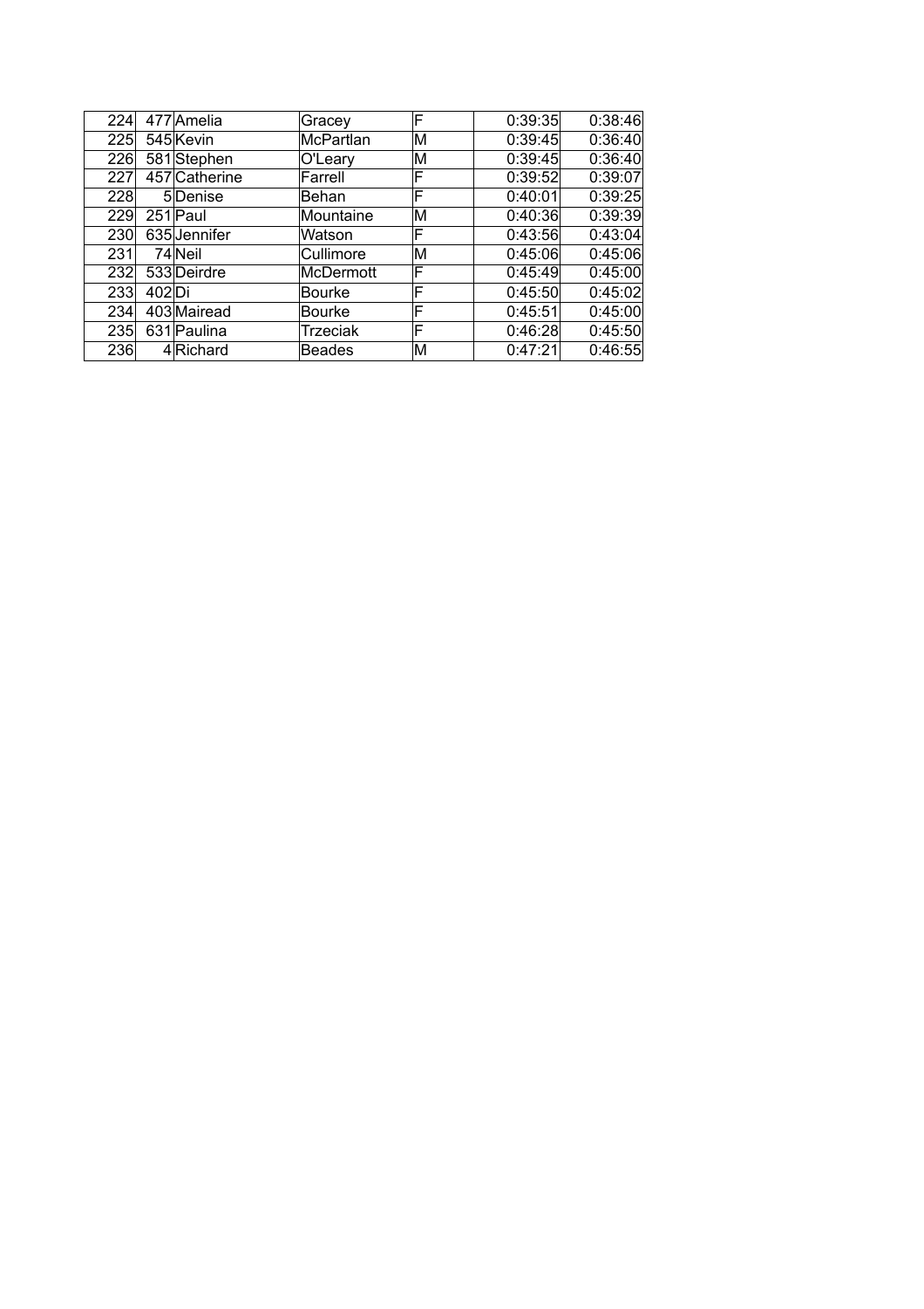| | | | | | | | |
|---|---|---|---|---|---|---|---|
| 224 | 477 | Amelia | Gracey | F | | 0:39:35 | 0:38:46 |
| 225 | 545 | Kevin | McPartlan | M | | 0:39:45 | 0:36:40 |
| 226 | 581 | Stephen | O'Leary | M | | 0:39:45 | 0:36:40 |
| 227 | 457 | Catherine | Farrell | F | | 0:39:52 | 0:39:07 |
| 228 | 5 | Denise | Behan | F | | 0:40:01 | 0:39:25 |
| 229 | 251 | Paul | Mountaine | M | | 0:40:36 | 0:39:39 |
| 230 | 635 | Jennifer | Watson | F | | 0:43:56 | 0:43:04 |
| 231 | 74 | Neil | Cullimore | M | | 0:45:06 | 0:45:06 |
| 232 | 533 | Deirdre | McDermott | F | | 0:45:49 | 0:45:00 |
| 233 | 402 | Di | Bourke | F | | 0:45:50 | 0:45:02 |
| 234 | 403 | Mairead | Bourke | F | | 0:45:51 | 0:45:00 |
| 235 | 631 | Paulina | Trzeciak | F | | 0:46:28 | 0:45:50 |
| 236 | 4 | Richard | Beades | M | | 0:47:21 | 0:46:55 |